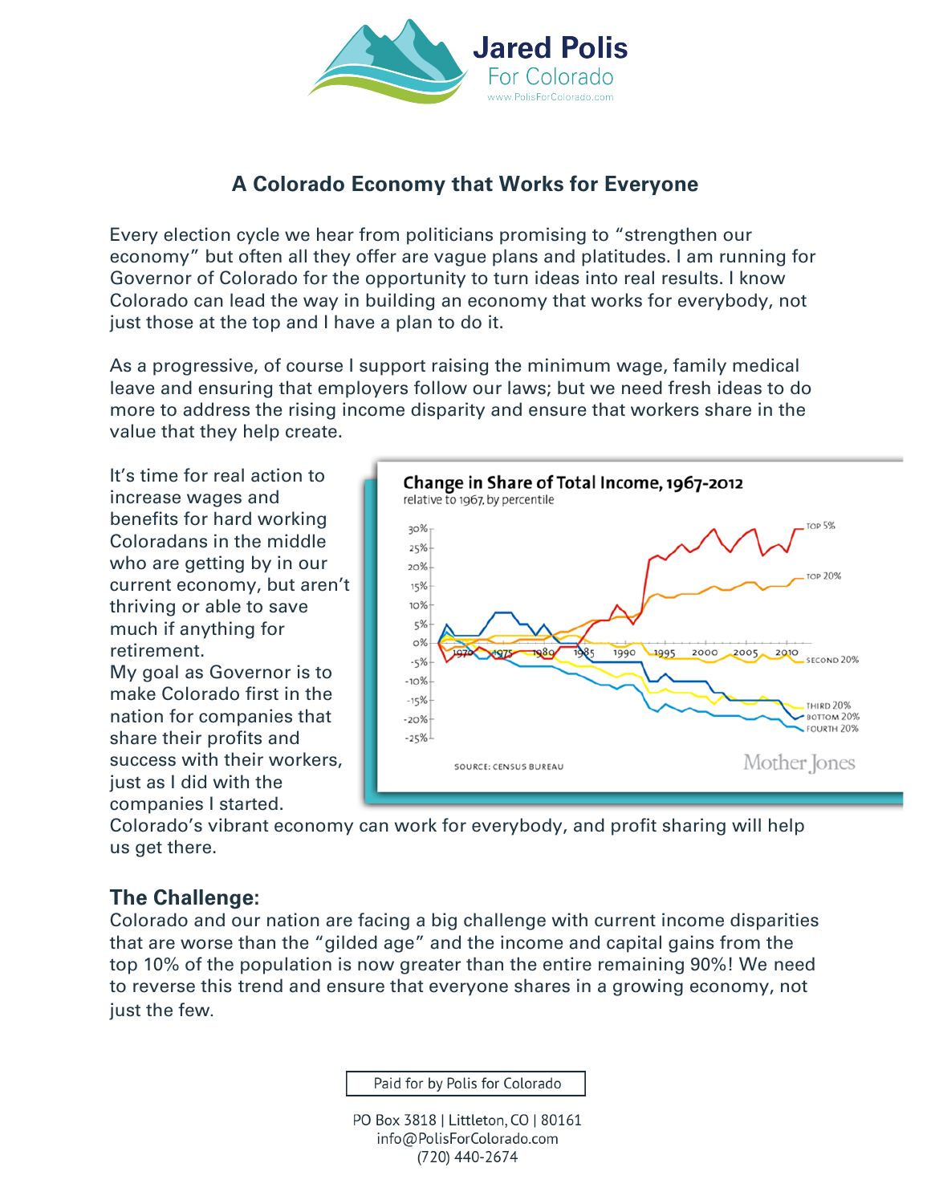Jared Polis
For Colorado
www.PolisForColorado.com

## A Colorado Economy that Works for Everyone

Every election cycle we hear from politicians promising to "strengthen our economy" but often all they offer are vague plans and platitudes. I am running for Governor of Colorado for the opportunity to turn ideas into real results. I know Colorado can lead the way in building an economy that works for everybody, not just those at the top and I have a plan to do it.

As a progressive, of course I support raising the minimum wage, family medical leave and ensuring that employers follow our laws; but we need fresh ideas to do more to address the rising income disparity and ensure that workers share in the value that they help create.

It's time for real action to increase wages and benefits for hard working Coloradans in the middle who are getting by in our current economy, but aren't thriving or able to save much if anything for retirement.

My goal as Governor is to make Colorado first in the nation for companies that share their profits and success with their workers, just as I did with the companies I started.

Colorado's vibrant economy can work for everybody, and profit sharing will help us get there.

**Change in Share of Total Income, 1967-2012**
relative to 1967, by percentile

SOURCE: CENSUS BUREAU — Mother Jones

### The Challenge:

Colorado and our nation are facing a big challenge with current income disparities that are worse than the "gilded age" and the income and capital gains from the top 10% of the population is now greater than the entire remaining 90%! We need to reverse this trend and ensure that everyone shares in a growing economy, not just the few.

Paid for by Polis for Colorado

PO Box 3818 | Littleton, CO | 80161
info@PolisForColorado.com
(720) 440-2674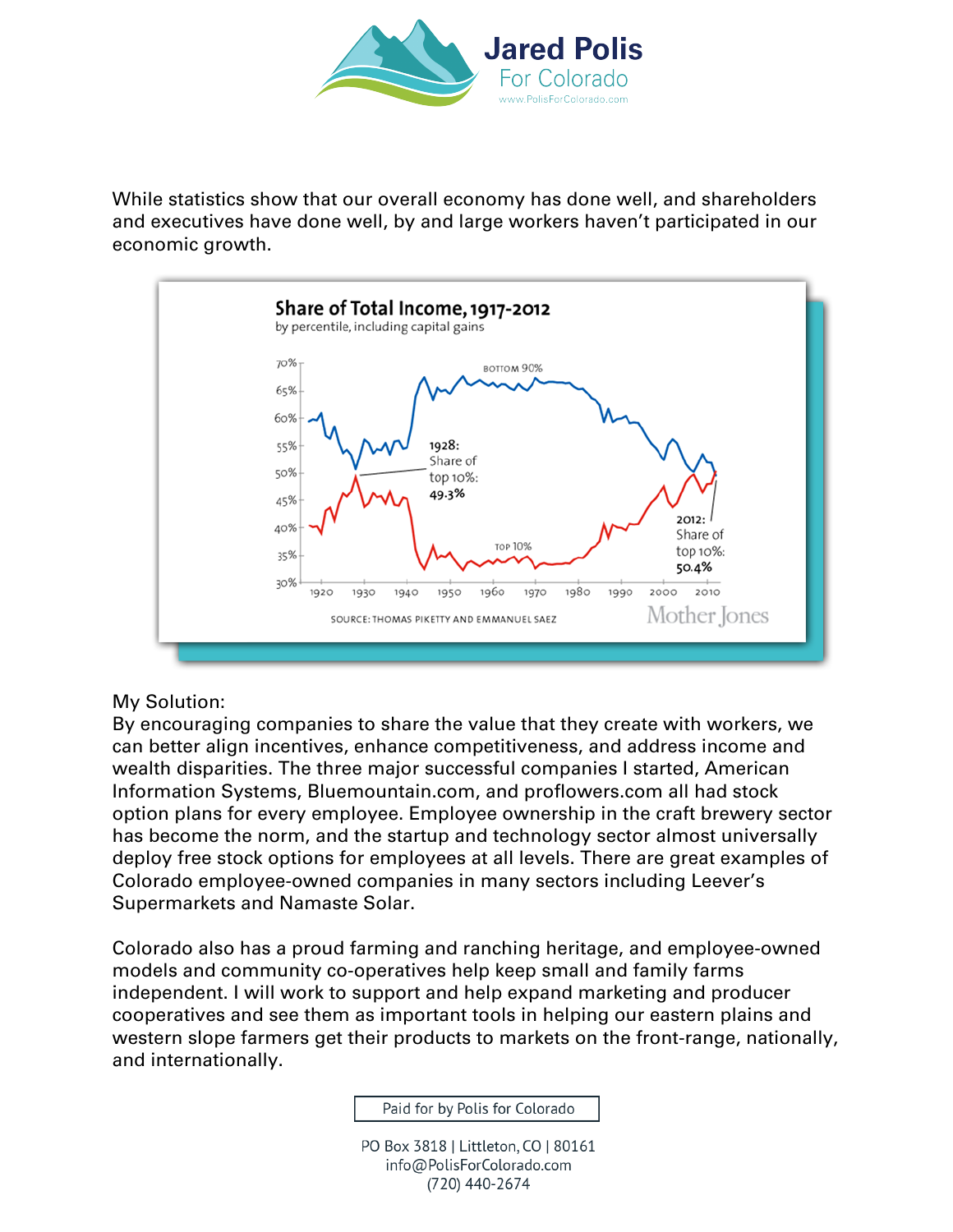While statistics show that our overall economy has done well, and shareholders and executives have done well, by and large workers haven't participated in our economic growth.

**Share of Total Income, 1917-2012**
by percentile, including capital gains

1928: Share of top 10%: 49.3%

2012: Share of top 10%: 50.4%

SOURCE: THOMAS PIKETTY AND EMMANUEL SAEZ

Mother Jones

My Solution:
By encouraging companies to share the value that they create with workers, we can better align incentives, enhance competitiveness, and address income and wealth disparities. The three major successful companies I started, American Information Systems, Bluemountain.com, and proflowers.com all had stock option plans for every employee. Employee ownership in the craft brewery sector has become the norm, and the startup and technology sector almost universally deploy free stock options for employees at all levels. There are great examples of Colorado employee-owned companies in many sectors including Leever's Supermarkets and Namaste Solar.

Colorado also has a proud farming and ranching heritage, and employee-owned models and community co-operatives help keep small and family farms independent. I will work to support and help expand marketing and producer cooperatives and see them as important tools in helping our eastern plains and western slope farmers get their products to markets on the front-range, nationally, and internationally.

Paid for by Polis for Colorado

PO Box 3818 | Littleton, CO | 80161
info@PolisForColorado.com
(720) 440-2674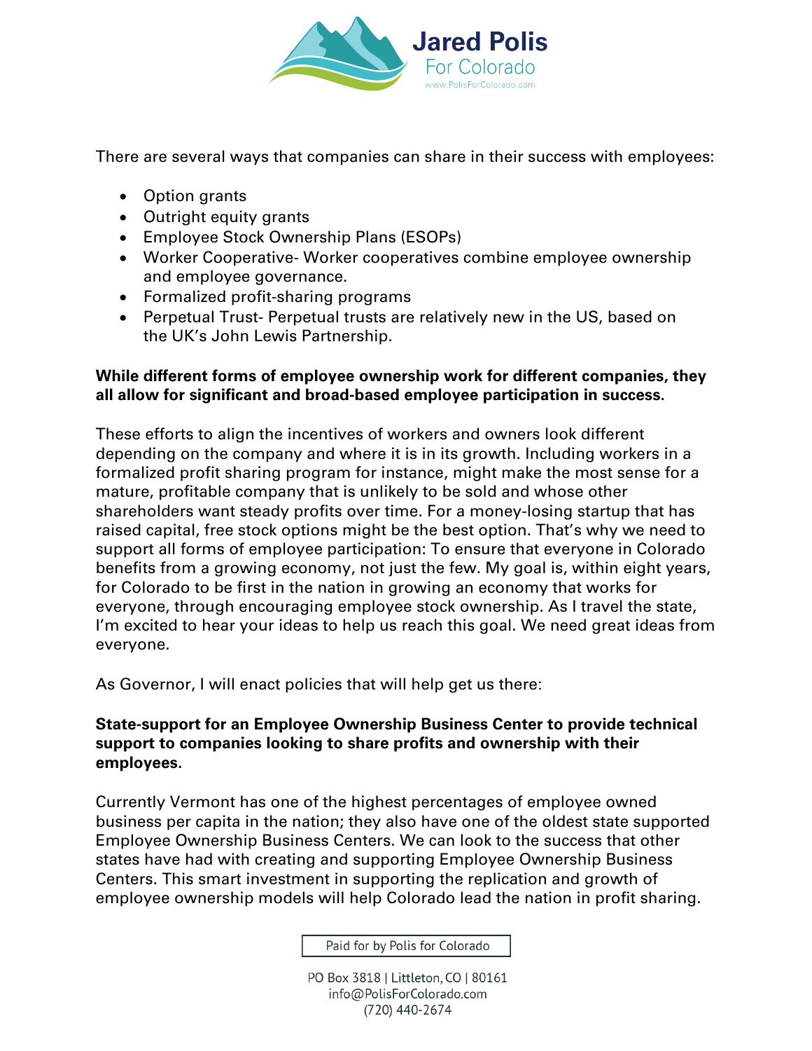There are several ways that companies can share in their success with employees:

- Option grants
- Outright equity grants
- Employee Stock Ownership Plans (ESOPs)
- Worker Cooperative- Worker cooperatives combine employee ownership and employee governance.
- Formalized profit-sharing programs
- Perpetual Trust- Perpetual trusts are relatively new in the US, based on the UK's John Lewis Partnership.

**While different forms of employee ownership work for different companies, they all allow for significant and broad-based employee participation in success.**

These efforts to align the incentives of workers and owners look different depending on the company and where it is in its growth. Including workers in a formalized profit sharing program for instance, might make the most sense for a mature, profitable company that is unlikely to be sold and whose other shareholders want steady profits over time. For a money-losing startup that has raised capital, free stock options might be the best option. That's why we need to support all forms of employee participation: To ensure that everyone in Colorado benefits from a growing economy, not just the few. My goal is, within eight years, for Colorado to be first in the nation in growing an economy that works for everyone, through encouraging employee stock ownership. As I travel the state, I'm excited to hear your ideas to help us reach this goal. We need great ideas from everyone.

As Governor, I will enact policies that will help get us there:

**State-support for an Employee Ownership Business Center to provide technical support to companies looking to share profits and ownership with their employees.**

Currently Vermont has one of the highest percentages of employee owned business per capita in the nation; they also have one of the oldest state supported Employee Ownership Business Centers. We can look to the success that other states have had with creating and supporting Employee Ownership Business Centers. This smart investment in supporting the replication and growth of employee ownership models will help Colorado lead the nation in profit sharing.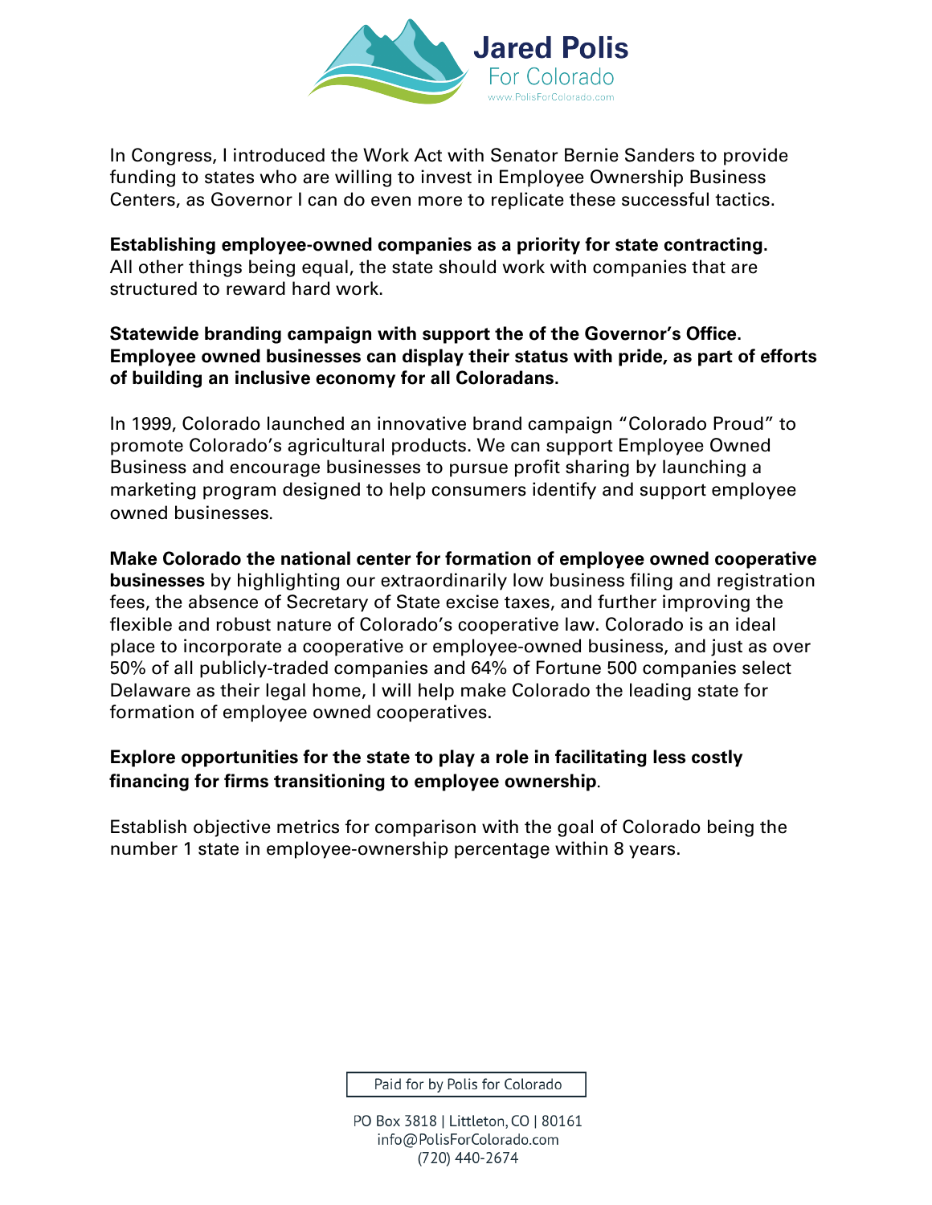In Congress, I introduced the Work Act with Senator Bernie Sanders to provide funding to states who are willing to invest in Employee Ownership Business Centers, as Governor I can do even more to replicate these successful tactics.

**Establishing employee-owned companies as a priority for state contracting.** All other things being equal, the state should work with companies that are structured to reward hard work.

**Statewide branding campaign with support the of the Governor's Office. Employee owned businesses can display their status with pride, as part of efforts of building an inclusive economy for all Coloradans.**

In 1999, Colorado launched an innovative brand campaign "Colorado Proud" to promote Colorado's agricultural products. We can support Employee Owned Business and encourage businesses to pursue profit sharing by launching a marketing program designed to help consumers identify and support employee owned businesses.

**Make Colorado the national center for formation of employee owned cooperative businesses** by highlighting our extraordinarily low business filing and registration fees, the absence of Secretary of State excise taxes, and further improving the flexible and robust nature of Colorado's cooperative law. Colorado is an ideal place to incorporate a cooperative or employee-owned business, and just as over 50% of all publicly-traded companies and 64% of Fortune 500 companies select Delaware as their legal home, I will help make Colorado the leading state for formation of employee owned cooperatives.

**Explore opportunities for the state to play a role in facilitating less costly financing for firms transitioning to employee ownership**.

Establish objective metrics for comparison with the goal of Colorado being the number 1 state in employee-ownership percentage within 8 years.

Paid for by Polis for Colorado

PO Box 3818 | Littleton, CO | 80161
info@PolisForColorado.com
(720) 440-2674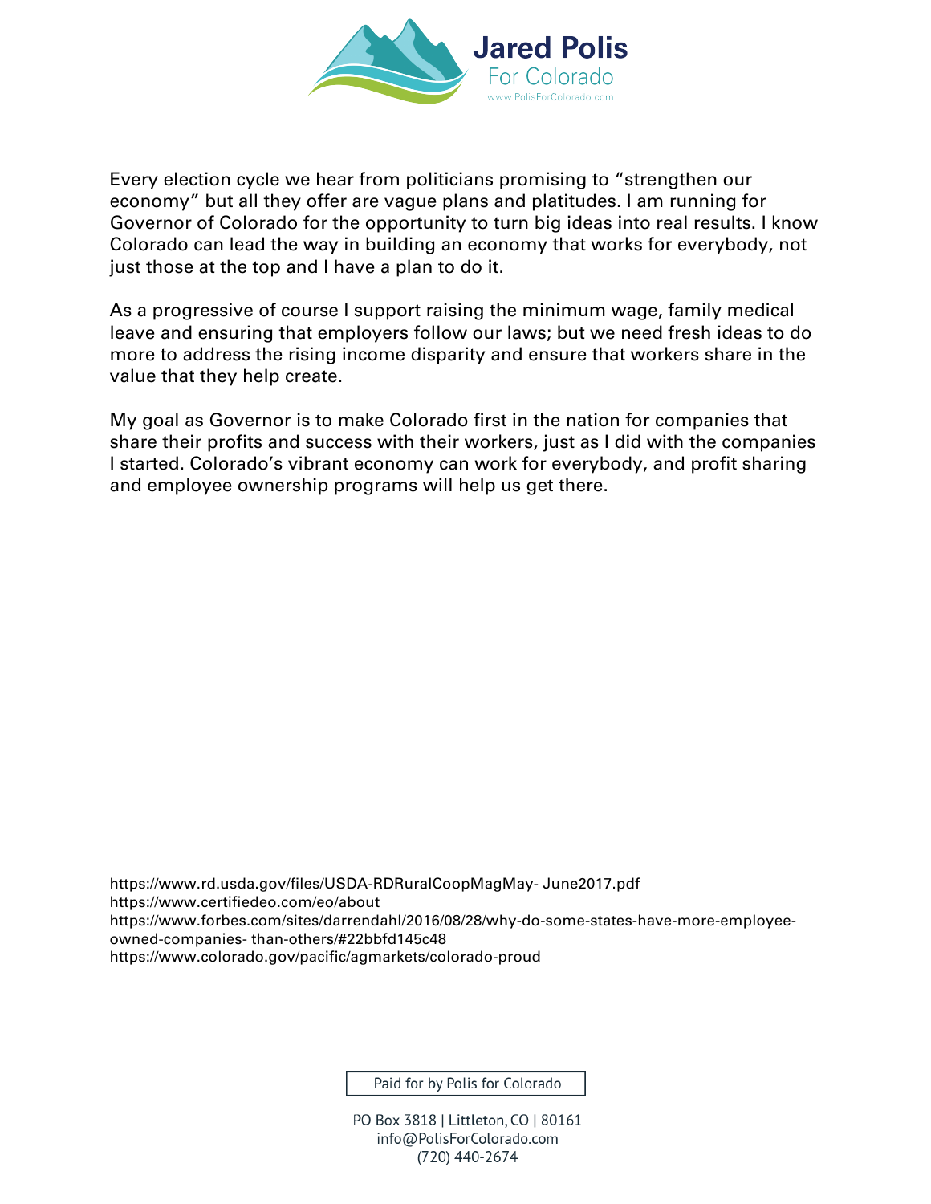Every election cycle we hear from politicians promising to “strengthen our economy” but all they offer are vague plans and platitudes. I am running for Governor of Colorado for the opportunity to turn big ideas into real results. I know Colorado can lead the way in building an economy that works for everybody, not just those at the top and I have a plan to do it.

As a progressive of course I support raising the minimum wage, family medical leave and ensuring that employers follow our laws; but we need fresh ideas to do more to address the rising income disparity and ensure that workers share in the value that they help create.

My goal as Governor is to make Colorado first in the nation for companies that share their profits and success with their workers, just as I did with the companies I started. Colorado’s vibrant economy can work for everybody, and profit sharing and employee ownership programs will help us get there.

https://www.rd.usda.gov/files/USDA-RDRuralCoopMagMay- June2017.pdf
https://www.certifiedeo.com/eo/about
https://www.forbes.com/sites/darrendahl/2016/08/28/why-do-some-states-have-more-employee-owned-companies- than-others/#22bbfd145c48
https://www.colorado.gov/pacific/agmarkets/colorado-proud

Paid for by Polis for Colorado

PO Box 3818 | Littleton, CO | 80161
info@PolisForColorado.com
(720) 440-2674